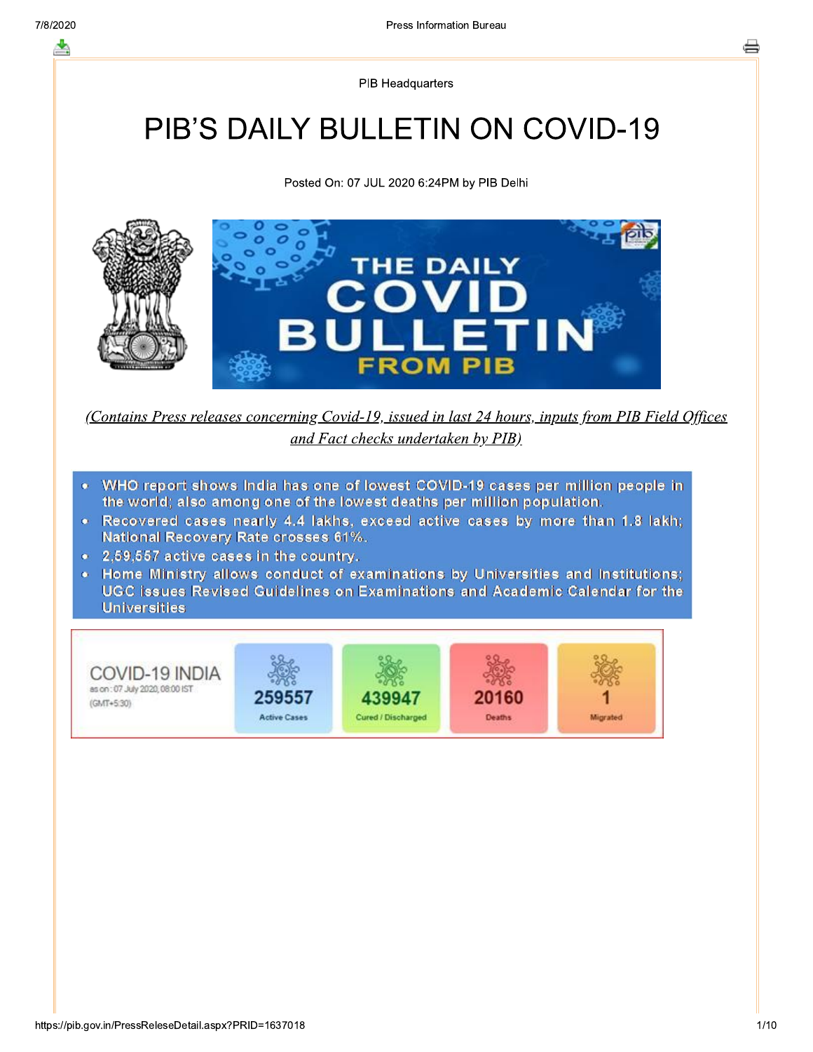PIB Headquarters

# PIB'S DAILY BULLETIN ON COVID-19

Posted On: 07 JUL 2020 6:24PM by PIB Delhi

*(Contains Press releases concerning Covid-19, issued in last 24 hours, inputs from PIB Field Offices and Fact checks undertaken by PIB)*

- WHO report shows India has one of lowest COVID-19 cases per million people in the world; also among one of the lowest deaths per million population.
- Recovered cases nearly 4.4 lakhs, exceed active cases by more than 1.8 lakh; National Recovery Rate crosses 61%.
- 2,59,557 active cases in the country.
- Home Ministry allows conduct of examinations by Universities and Institutions; UGC issues Revised Guidelines on Examinations and Academic Calendar for the Universities

| COVID-19 INDIA as on : 07 July 2020, 08:00 IST (GMT+5:30) | Active Cases | Cured / Discharged | Deaths | Migrated |
|---|---|---|---|---|
| | 259557 | 439947 | 20160 | 1 |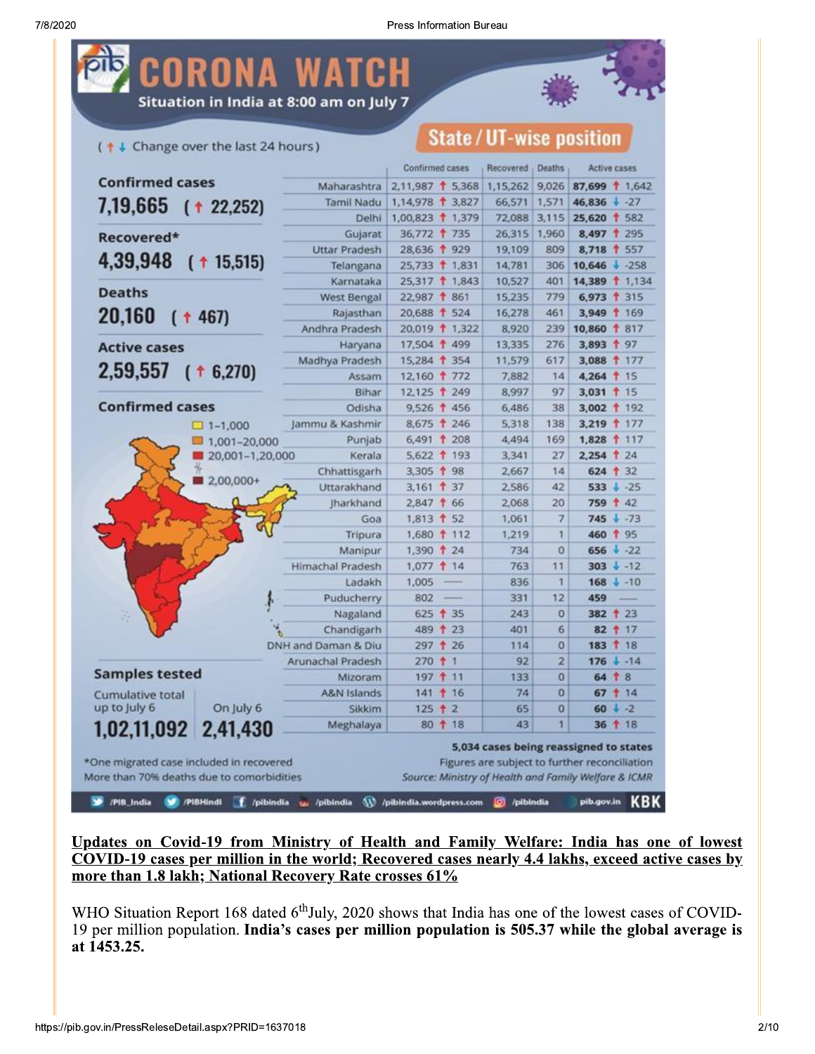# CORONA WATCH

**Situation in India at 8:00 am on July 7**

(↑↓ Change over the last 24 hours)

**Confirmed cases**
**7,19,665** (↑ 22,252)

**Recovered***
**4,39,948** (↑ 15,515)

**Deaths**
**20,160** (↑ 467)

**Active cases**
**2,59,557** (↑ 6,270)

**Confirmed cases**
- 1-1,000
- 1,001-20,000
- 20,001-1,20,000
- 2,00,000+

**Samples tested**

| Cumulative total up to July 6 | On July 6 |
|---|---|
| 1,02,11,092 | 2,41,430 |

## State / UT-wise position

| State/UT | Confirmed cases | | Recovered | Deaths | Active cases | |
|---|---|---|---|---|---|---|
| Maharashtra | 2,11,987 | ↑ 5,368 | 1,15,262 | 9,026 | **87,699** | ↑ 1,642 |
| Tamil Nadu | 1,14,978 | ↑ 3,827 | 66,571 | 1,571 | **46,836** | ↓ -27 |
| Delhi | 1,00,823 | ↑ 1,379 | 72,088 | 3,115 | **25,620** | ↑ 582 |
| Gujarat | 36,772 | ↑ 735 | 26,315 | 1,960 | **8,497** | ↑ 295 |
| Uttar Pradesh | 28,636 | ↑ 929 | 19,109 | 809 | **8,718** | ↑ 557 |
| Telangana | 25,733 | ↑ 1,831 | 14,781 | 306 | **10,646** | ↓ -258 |
| Karnataka | 25,317 | ↑ 1,843 | 10,527 | 401 | **14,389** | ↑ 1,134 |
| West Bengal | 22,987 | ↑ 861 | 15,235 | 779 | **6,973** | ↑ 315 |
| Rajasthan | 20,688 | ↑ 524 | 16,278 | 461 | **3,949** | ↑ 169 |
| Andhra Pradesh | 20,019 | ↑ 1,322 | 8,920 | 239 | **10,860** | ↑ 817 |
| Haryana | 17,504 | ↑ 499 | 13,335 | 276 | **3,893** | ↑ 97 |
| Madhya Pradesh | 15,284 | ↑ 354 | 11,579 | 617 | **3,088** | ↑ 177 |
| Assam | 12,160 | ↑ 772 | 7,882 | 14 | **4,264** | ↑ 15 |
| Bihar | 12,125 | ↑ 249 | 8,997 | 97 | **3,031** | ↑ 15 |
| Odisha | 9,526 | ↑ 456 | 6,486 | 38 | **3,002** | ↑ 192 |
| Jammu & Kashmir | 8,675 | ↑ 246 | 5,318 | 138 | **3,219** | ↑ 177 |
| Punjab | 6,491 | ↑ 208 | 4,494 | 169 | **1,828** | ↑ 117 |
| Kerala | 5,622 | ↑ 193 | 3,341 | 27 | **2,254** | ↑ 24 |
| Chhattisgarh | 3,305 | ↑ 98 | 2,667 | 14 | **624** | ↑ 32 |
| Uttarakhand | 3,161 | ↑ 37 | 2,586 | 42 | **533** | ↓ -25 |
| Jharkhand | 2,847 | ↑ 66 | 2,068 | 20 | **759** | ↑ 42 |
| Goa | 1,813 | ↑ 52 | 1,061 | 7 | **745** | ↓ -73 |
| Tripura | 1,680 | ↑ 112 | 1,219 | 1 | **460** | ↑ 95 |
| Manipur | 1,390 | ↑ 24 | 734 | 0 | **656** | ↓ -22 |
| Himachal Pradesh | 1,077 | ↑ 14 | 763 | 11 | **303** | ↓ -12 |
| Ladakh | 1,005 | — | 836 | 1 | **168** | ↓ -10 |
| Puducherry | 802 | — | 331 | 12 | **459** | — |
| Nagaland | 625 | ↑ 35 | 243 | 0 | **382** | ↑ 23 |
| Chandigarh | 489 | ↑ 23 | 401 | 6 | **82** | ↑ 17 |
| DNH and Daman & Diu | 297 | ↑ 26 | 114 | 0 | **183** | ↑ 18 |
| Arunachal Pradesh | 270 | ↑ 1 | 92 | 2 | **176** | ↓ -14 |
| Mizoram | 197 | ↑ 11 | 133 | 0 | **64** | ↑ 8 |
| A&N Islands | 141 | ↑ 16 | 74 | 0 | **67** | ↑ 14 |
| Sikkim | 125 | ↑ 2 | 65 | 0 | **60** | ↓ -2 |
| Meghalaya | 80 | ↑ 18 | 43 | 1 | **36** | ↑ 18 |

**5,034 cases being reassigned to states**

Figures are subject to further reconciliation

*Source: Ministry of Health and Family Welfare & ICMR*

*One migrated case included in recovered

More than 70% deaths due to comorbidities

/PIB_India /PIBHindi /pibindia /pibindia /pibindia.wordpress.com /pibindia pib.gov.in KBK

**Updates on Covid-19 from Ministry of Health and Family Welfare: India has one of lowest COVID-19 cases per million in the world; Recovered cases nearly 4.4 lakhs, exceed active cases by more than 1.8 lakh; National Recovery Rate crosses 61%**

WHO Situation Report 168 dated 6th July, 2020 shows that India has one of the lowest cases of COVID-19 per million population. **India's cases per million population is 505.37 while the global average is at 1453.25.**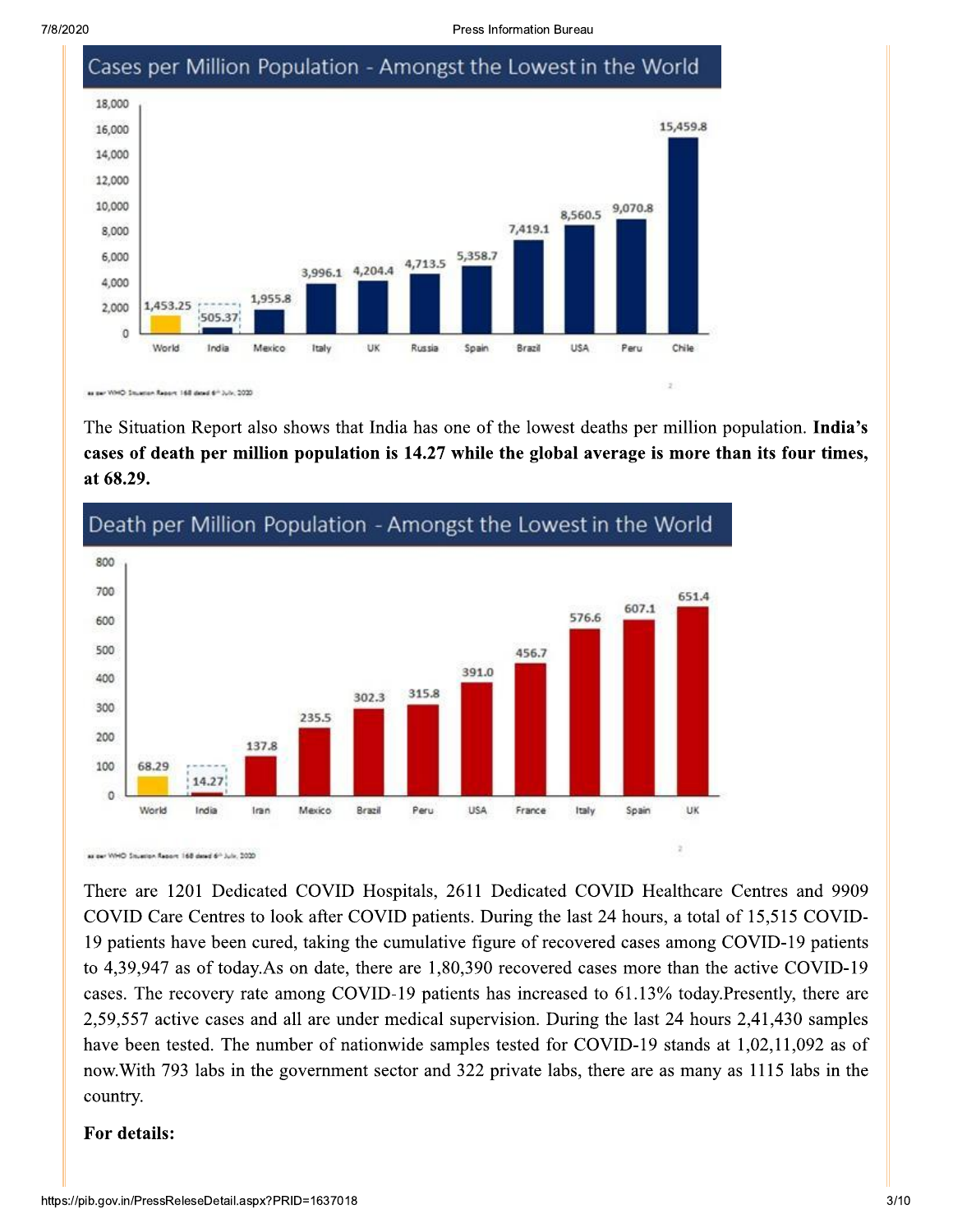Cases per Million Population - Amongst the Lowest in the World

| World | India | Mexico | Italy | UK | Russia | Spain | Brazil | USA | Peru | Chile |
|---|---|---|---|---|---|---|---|---|---|---|
| 1,453.25 | 505.37 | 1,955.8 | 3,996.1 | 4,204.4 | 4,713.5 | 5,358.7 | 7,419.1 | 8,560.5 | 9,070.8 | 15,459.8 |

as per WHO Situation Report 168 dated 6th July, 2020

The Situation Report also shows that India has one of the lowest deaths per million population. **India's cases of death per million population is 14.27 while the global average is more than its four times, at 68.29.**

Death per Million Population - Amongst the Lowest in the World

| World | India | Iran | Mexico | Brazil | Peru | USA | France | Italy | Spain | UK |
|---|---|---|---|---|---|---|---|---|---|---|
| 68.29 | 14.27 | 137.8 | 235.5 | 302.3 | 315.8 | 391.0 | 456.7 | 576.6 | 607.1 | 651.4 |

as per WHO Situation Report 168 dated 6th July, 2020

There are 1201 Dedicated COVID Hospitals, 2611 Dedicated COVID Healthcare Centres and 9909 COVID Care Centres to look after COVID patients. During the last 24 hours, a total of 15,515 COVID-19 patients have been cured, taking the cumulative figure of recovered cases among COVID-19 patients to 4,39,947 as of today.As on date, there are 1,80,390 recovered cases more than the active COVID-19 cases. The recovery rate among COVID-19 patients has increased to 61.13% today.Presently, there are 2,59,557 active cases and all are under medical supervision. During the last 24 hours 2,41,430 samples have been tested. The number of nationwide samples tested for COVID-19 stands at 1,02,11,092 as of now.With 793 labs in the government sector and 322 private labs, there are as many as 1115 labs in the country.

**For details:**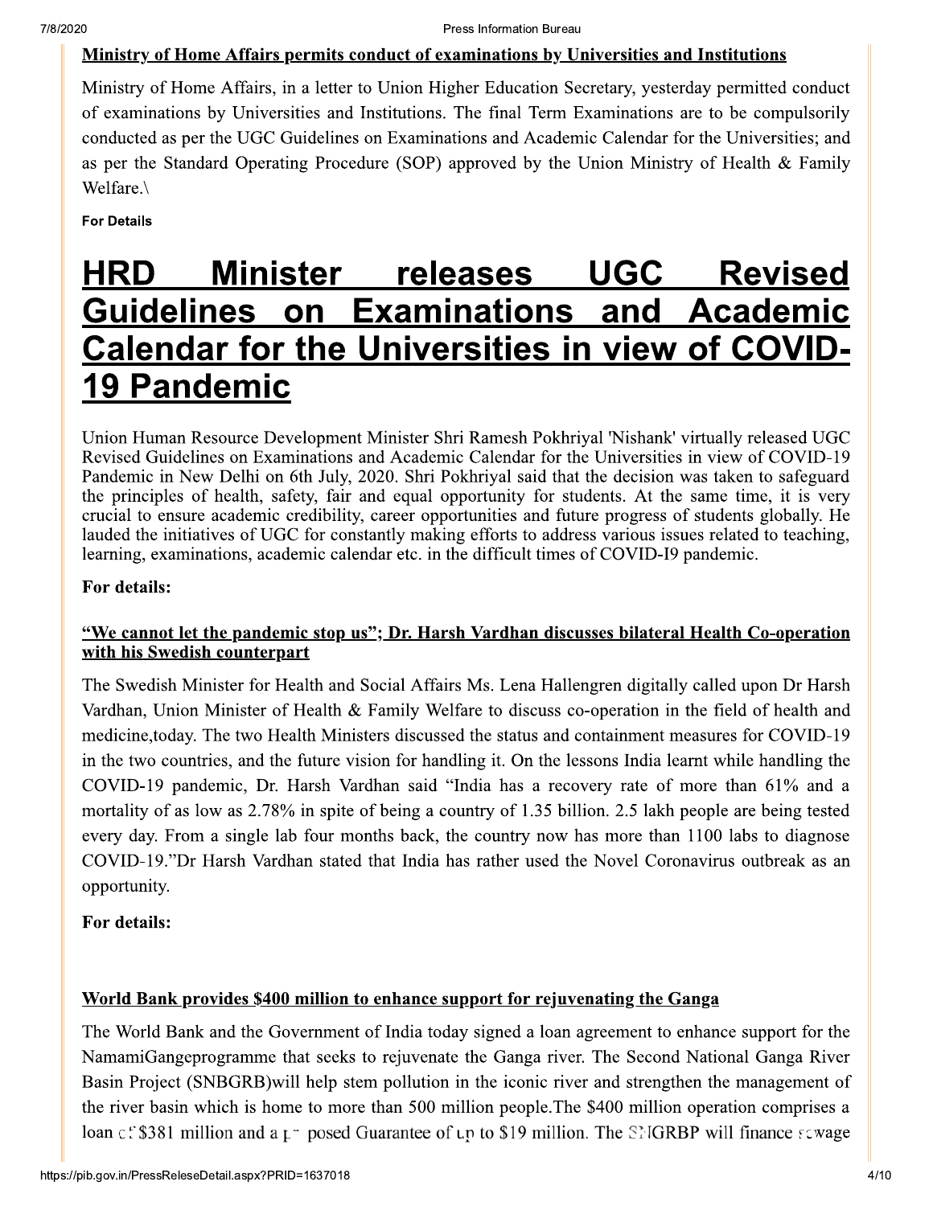**Ministry of Home Affairs permits conduct of examinations by Universities and Institutions**

Ministry of Home Affairs, in a letter to Union Higher Education Secretary, yesterday permitted conduct of examinations by Universities and Institutions. The final Term Examinations are to be compulsorily conducted as per the UGC Guidelines on Examinations and Academic Calendar for the Universities; and as per the Standard Operating Procedure (SOP) approved by the Union Ministry of Health & Family Welfare.\

**For Details**

# HRD Minister releases UGC Revised Guidelines on Examinations and Academic Calendar for the Universities in view of COVID-19 Pandemic

Union Human Resource Development Minister Shri Ramesh Pokhriyal 'Nishank' virtually released UGC Revised Guidelines on Examinations and Academic Calendar for the Universities in view of COVID-19 Pandemic in New Delhi on 6th July, 2020. Shri Pokhriyal said that the decision was taken to safeguard the principles of health, safety, fair and equal opportunity for students. At the same time, it is very crucial to ensure academic credibility, career opportunities and future progress of students globally. He lauded the initiatives of UGC for constantly making efforts to address various issues related to teaching, learning, examinations, academic calendar etc. in the difficult times of COVID-I9 pandemic.

**For details:**

**"We cannot let the pandemic stop us"; Dr. Harsh Vardhan discusses bilateral Health Co-operation with his Swedish counterpart**

The Swedish Minister for Health and Social Affairs Ms. Lena Hallengren digitally called upon Dr Harsh Vardhan, Union Minister of Health & Family Welfare to discuss co-operation in the field of health and medicine,today. The two Health Ministers discussed the status and containment measures for COVID-19 in the two countries, and the future vision for handling it. On the lessons India learnt while handling the COVID-19 pandemic, Dr. Harsh Vardhan said "India has a recovery rate of more than 61% and a mortality of as low as 2.78% in spite of being a country of 1.35 billion. 2.5 lakh people are being tested every day. From a single lab four months back, the country now has more than 1100 labs to diagnose COVID-19."Dr Harsh Vardhan stated that India has rather used the Novel Coronavirus outbreak as an opportunity.

**For details:**

**World Bank provides $400 million to enhance support for rejuvenating the Ganga**

The World Bank and the Government of India today signed a loan agreement to enhance support for the NamamiGangeprogramme that seeks to rejuvenate the Ganga river. The Second National Ganga River Basin Project (SNBGRB)will help stem pollution in the iconic river and strengthen the management of the river basin which is home to more than 500 million people.The $400 million operation comprises a loan of $381 million and a proposed Guarantee of up to $19 million. The SNGRBP will finance sewage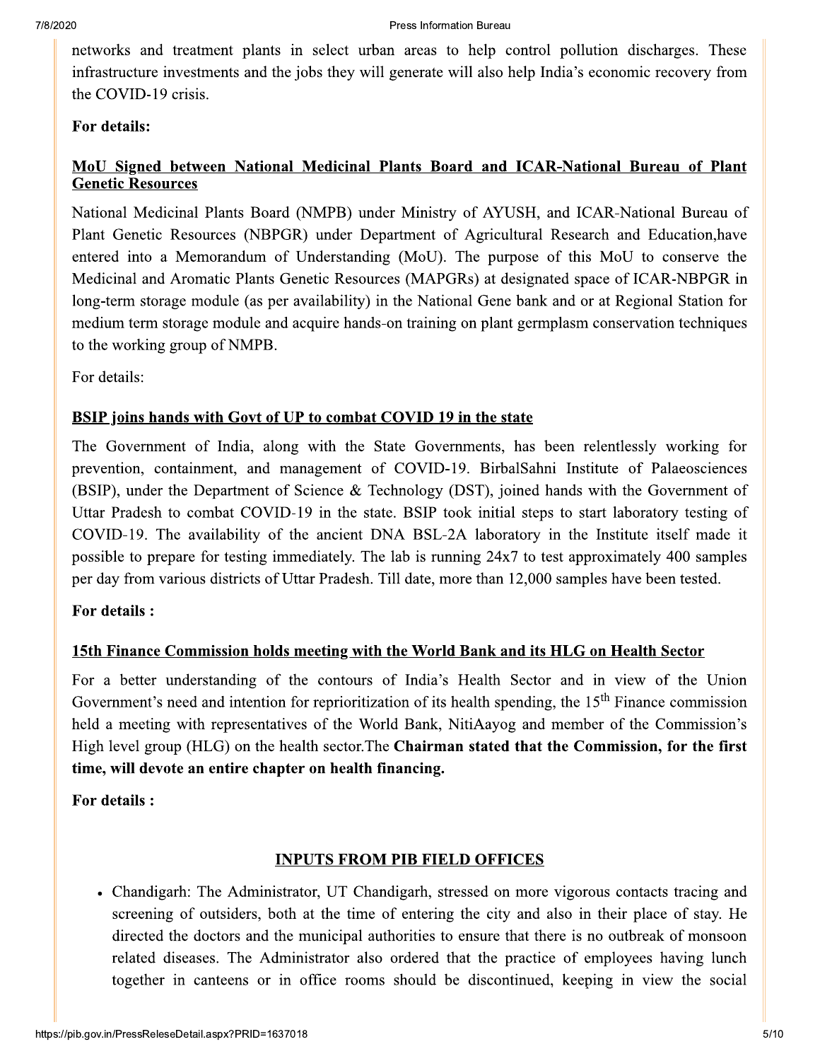networks and treatment plants in select urban areas to help control pollution discharges. These infrastructure investments and the jobs they will generate will also help India's economic recovery from the COVID-19 crisis.

**For details:**

**MoU Signed between National Medicinal Plants Board and ICAR-National Bureau of Plant Genetic Resources**

National Medicinal Plants Board (NMPB) under Ministry of AYUSH, and ICAR-National Bureau of Plant Genetic Resources (NBPGR) under Department of Agricultural Research and Education,have entered into a Memorandum of Understanding (MoU). The purpose of this MoU to conserve the Medicinal and Aromatic Plants Genetic Resources (MAPGRs) at designated space of ICAR-NBPGR in long-term storage module (as per availability) in the National Gene bank and or at Regional Station for medium term storage module and acquire hands-on training on plant germplasm conservation techniques to the working group of NMPB.

For details:

**BSIP joins hands with Govt of UP to combat COVID 19 in the state**

The Government of India, along with the State Governments, has been relentlessly working for prevention, containment, and management of COVID-19. BirbalSahni Institute of Palaeosciences (BSIP), under the Department of Science & Technology (DST), joined hands with the Government of Uttar Pradesh to combat COVID-19 in the state. BSIP took initial steps to start laboratory testing of COVID-19. The availability of the ancient DNA BSL-2A laboratory in the Institute itself made it possible to prepare for testing immediately. The lab is running 24x7 to test approximately 400 samples per day from various districts of Uttar Pradesh. Till date, more than 12,000 samples have been tested.

**For details :**

**15th Finance Commission holds meeting with the World Bank and its HLG on Health Sector**

For a better understanding of the contours of India's Health Sector and in view of the Union Government's need and intention for reprioritization of its health spending, the 15th Finance commission held a meeting with representatives of the World Bank, NitiAayog and member of the Commission's High level group (HLG) on the health sector.The **Chairman stated that the Commission, for the first time, will devote an entire chapter on health financing.**

**For details :**

## INPUTS FROM PIB FIELD OFFICES

- Chandigarh: The Administrator, UT Chandigarh, stressed on more vigorous contacts tracing and screening of outsiders, both at the time of entering the city and also in their place of stay. He directed the doctors and the municipal authorities to ensure that there is no outbreak of monsoon related diseases. The Administrator also ordered that the practice of employees having lunch together in canteens or in office rooms should be discontinued, keeping in view the social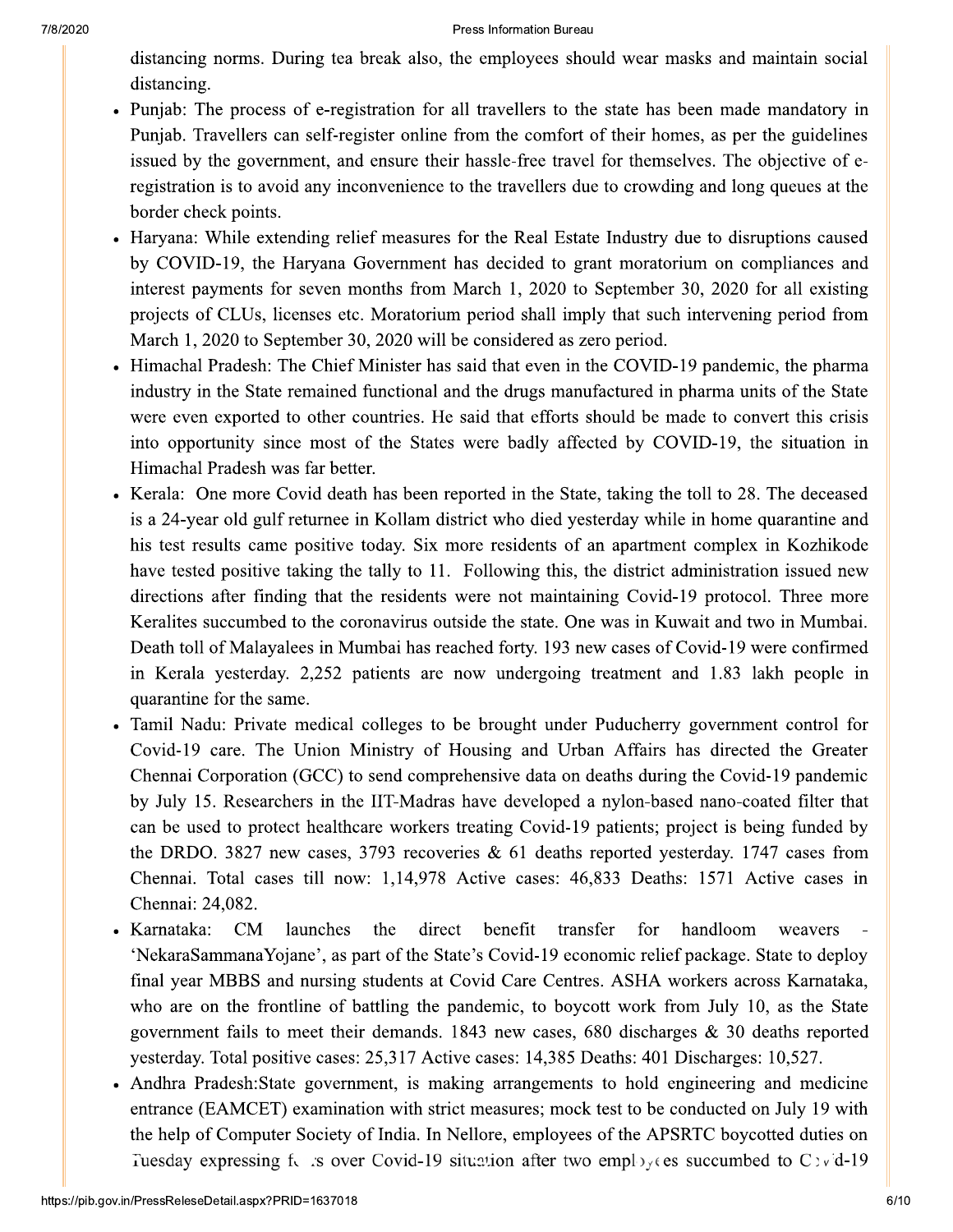distancing norms. During tea break also, the employees should wear masks and maintain social distancing.

- Punjab: The process of e-registration for all travellers to the state has been made mandatory in Punjab. Travellers can self-register online from the comfort of their homes, as per the guidelines issued by the government, and ensure their hassle-free travel for themselves. The objective of e-registration is to avoid any inconvenience to the travellers due to crowding and long queues at the border check points.
- Haryana: While extending relief measures for the Real Estate Industry due to disruptions caused by COVID-19, the Haryana Government has decided to grant moratorium on compliances and interest payments for seven months from March 1, 2020 to September 30, 2020 for all existing projects of CLUs, licenses etc. Moratorium period shall imply that such intervening period from March 1, 2020 to September 30, 2020 will be considered as zero period.
- Himachal Pradesh: The Chief Minister has said that even in the COVID-19 pandemic, the pharma industry in the State remained functional and the drugs manufactured in pharma units of the State were even exported to other countries. He said that efforts should be made to convert this crisis into opportunity since most of the States were badly affected by COVID-19, the situation in Himachal Pradesh was far better.
- Kerala: One more Covid death has been reported in the State, taking the toll to 28. The deceased is a 24-year old gulf returnee in Kollam district who died yesterday while in home quarantine and his test results came positive today. Six more residents of an apartment complex in Kozhikode have tested positive taking the tally to 11. Following this, the district administration issued new directions after finding that the residents were not maintaining Covid-19 protocol. Three more Keralites succumbed to the coronavirus outside the state. One was in Kuwait and two in Mumbai. Death toll of Malayalees in Mumbai has reached forty. 193 new cases of Covid-19 were confirmed in Kerala yesterday. 2,252 patients are now undergoing treatment and 1.83 lakh people in quarantine for the same.
- Tamil Nadu: Private medical colleges to be brought under Puducherry government control for Covid-19 care. The Union Ministry of Housing and Urban Affairs has directed the Greater Chennai Corporation (GCC) to send comprehensive data on deaths during the Covid-19 pandemic by July 15. Researchers in the IIT-Madras have developed a nylon-based nano-coated filter that can be used to protect healthcare workers treating Covid-19 patients; project is being funded by the DRDO. 3827 new cases, 3793 recoveries & 61 deaths reported yesterday. 1747 cases from Chennai. Total cases till now: 1,14,978 Active cases: 46,833 Deaths: 1571 Active cases in Chennai: 24,082.
- Karnataka: CM launches the direct benefit transfer for handloom weavers - 'NekaraSammanaYojane', as part of the State's Covid-19 economic relief package. State to deploy final year MBBS and nursing students at Covid Care Centres. ASHA workers across Karnataka, who are on the frontline of battling the pandemic, to boycott work from July 10, as the State government fails to meet their demands. 1843 new cases, 680 discharges & 30 deaths reported yesterday. Total positive cases: 25,317 Active cases: 14,385 Deaths: 401 Discharges: 10,527.
- Andhra Pradesh:State government, is making arrangements to hold engineering and medicine entrance (EAMCET) examination with strict measures; mock test to be conducted on July 19 with the help of Computer Society of India. In Nellore, employees of the APSRTC boycotted duties on Tuesday expressing fears over Covid-19 situation after two employees succumbed to Covid-19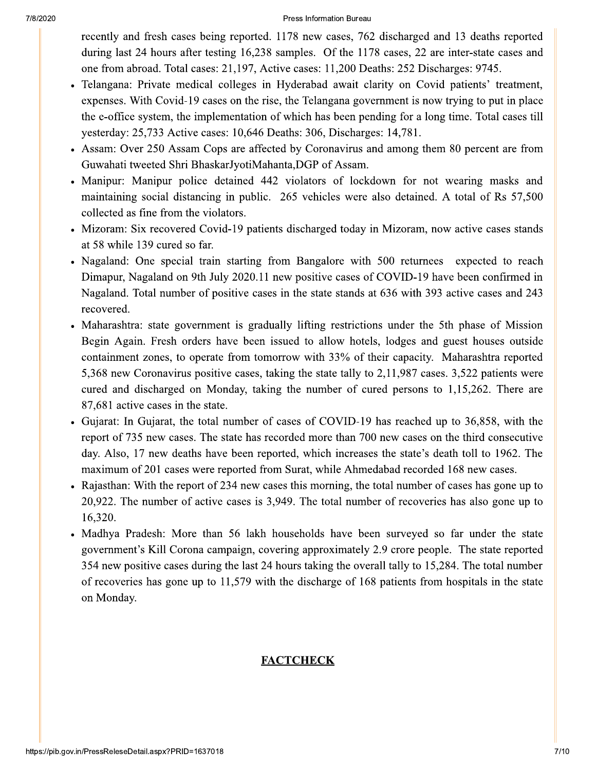recently and fresh cases being reported. 1178 new cases, 762 discharged and 13 deaths reported during last 24 hours after testing 16,238 samples. Of the 1178 cases, 22 are inter-state cases and one from abroad. Total cases: 21,197, Active cases: 11,200 Deaths: 252 Discharges: 9745.

- Telangana: Private medical colleges in Hyderabad await clarity on Covid patients' treatment, expenses. With Covid-19 cases on the rise, the Telangana government is now trying to put in place the e-office system, the implementation of which has been pending for a long time. Total cases till yesterday: 25,733 Active cases: 10,646 Deaths: 306, Discharges: 14,781.
- Assam: Over 250 Assam Cops are affected by Coronavirus and among them 80 percent are from Guwahati tweeted Shri BhaskarJyotiMahanta,DGP of Assam.
- Manipur: Manipur police detained 442 violators of lockdown for not wearing masks and maintaining social distancing in public. 265 vehicles were also detained. A total of Rs 57,500 collected as fine from the violators.
- Mizoram: Six recovered Covid-19 patients discharged today in Mizoram, now active cases stands at 58 while 139 cured so far.
- Nagaland: One special train starting from Bangalore with 500 returnees expected to reach Dimapur, Nagaland on 9th July 2020.11 new positive cases of COVID-19 have been confirmed in Nagaland. Total number of positive cases in the state stands at 636 with 393 active cases and 243 recovered.
- Maharashtra: state government is gradually lifting restrictions under the 5th phase of Mission Begin Again. Fresh orders have been issued to allow hotels, lodges and guest houses outside containment zones, to operate from tomorrow with 33% of their capacity. Maharashtra reported 5,368 new Coronavirus positive cases, taking the state tally to 2,11,987 cases. 3,522 patients were cured and discharged on Monday, taking the number of cured persons to 1,15,262. There are 87,681 active cases in the state.
- Gujarat: In Gujarat, the total number of cases of COVID-19 has reached up to 36,858, with the report of 735 new cases. The state has recorded more than 700 new cases on the third consecutive day. Also, 17 new deaths have been reported, which increases the state's death toll to 1962. The maximum of 201 cases were reported from Surat, while Ahmedabad recorded 168 new cases.
- Rajasthan: With the report of 234 new cases this morning, the total number of cases has gone up to 20,922. The number of active cases is 3,949. The total number of recoveries has also gone up to 16,320.
- Madhya Pradesh: More than 56 lakh households have been surveyed so far under the state government's Kill Corona campaign, covering approximately 2.9 crore people. The state reported 354 new positive cases during the last 24 hours taking the overall tally to 15,284. The total number of recoveries has gone up to 11,579 with the discharge of 168 patients from hospitals in the state on Monday.

**FACTCHECK**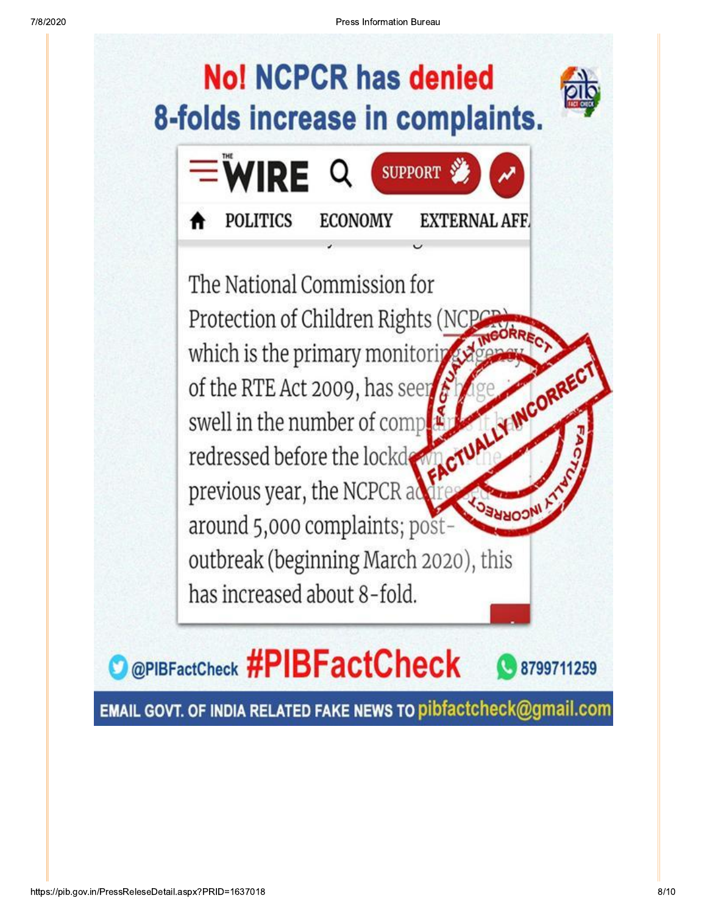# No! NCPCR has denied 8-folds increase in complaints.

THE WIRE

POLITICS ECONOMY EXTERNAL AFF.

The National Commission for Protection of Children Rights (NCPCR), which is the primary monitoring agency of the RTE Act 2009, has seen a huge swell in the number of complaints it has redressed before the lockdown. In the previous year, the NCPCR addressed around 5,000 complaints; post-outbreak (beginning March 2020), this has increased about 8-fold.

FACTUALLY INCORRECT

@PIBFactCheck #PIBFactCheck 8799711259

EMAIL GOVT. OF INDIA RELATED FAKE NEWS TO pibfactcheck@gmail.com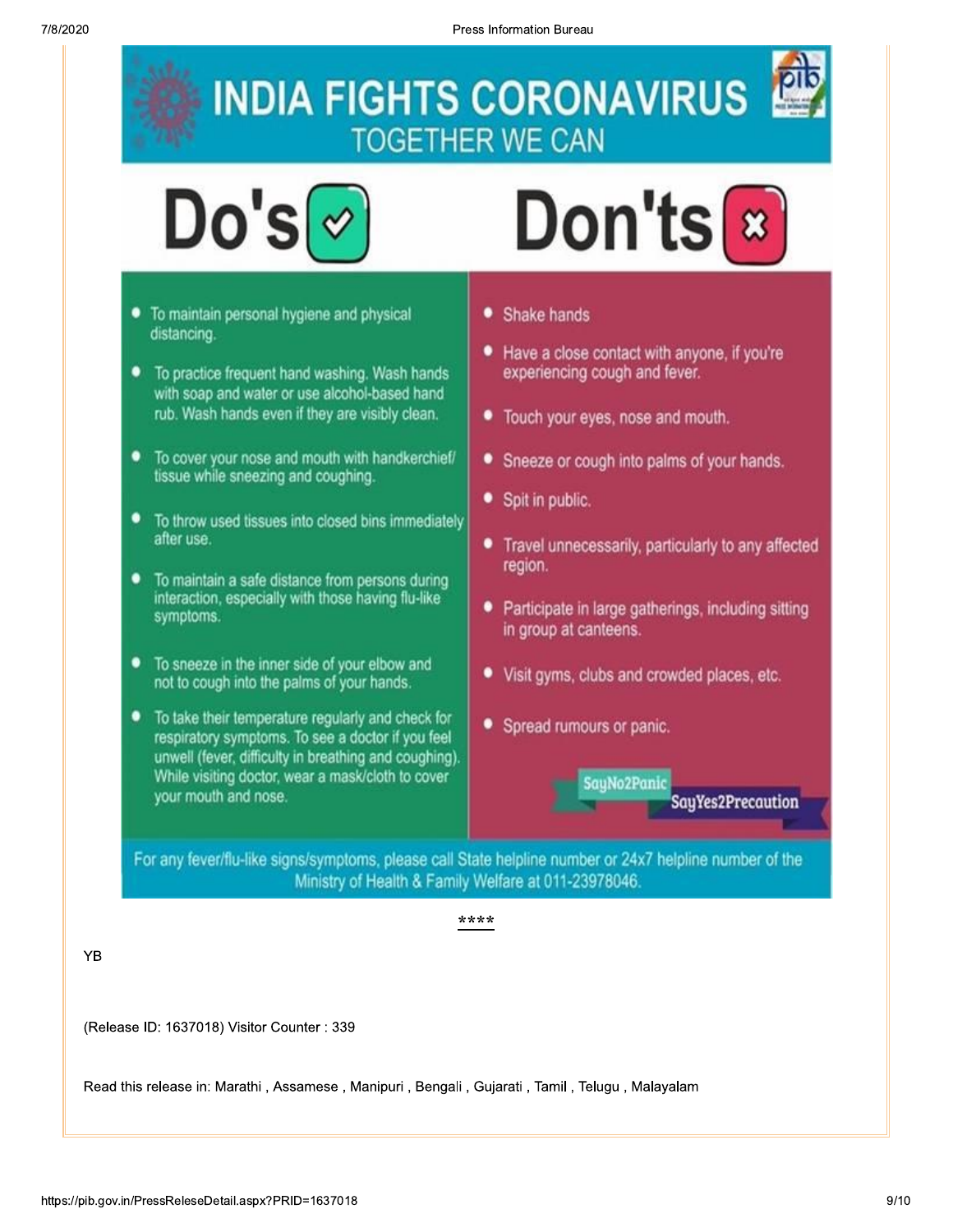# INDIA FIGHTS CORONAVIRUS

## TOGETHER WE CAN

## Do's

- To maintain personal hygiene and physical distancing.
- To practice frequent hand washing. Wash hands with soap and water or use alcohol-based hand rub. Wash hands even if they are visibly clean.
- To cover your nose and mouth with handkerchief/ tissue while sneezing and coughing.
- To throw used tissues into closed bins immediately after use.
- To maintain a safe distance from persons during interaction, especially with those having flu-like symptoms.
- To sneeze in the inner side of your elbow and not to cough into the palms of your hands.
- To take their temperature regularly and check for respiratory symptoms. To see a doctor if you feel unwell (fever, difficulty in breathing and coughing). While visiting doctor, wear a mask/cloth to cover your mouth and nose.

## Don'ts

- Shake hands
- Have a close contact with anyone, if you're experiencing cough and fever.
- Touch your eyes, nose and mouth.
- Sneeze or cough into palms of your hands.
- Spit in public.
- Travel unnecessarily, particularly to any affected region.
- Participate in large gatherings, including sitting in group at canteens.
- Visit gyms, clubs and crowded places, etc.
- Spread rumours or panic.

SayNo2Panic SayYes2Precaution

For any fever/flu-like signs/symptoms, please call State helpline number or 24x7 helpline number of the Ministry of Health & Family Welfare at 011-23978046.

****

YB

(Release ID: 1637018) Visitor Counter : 339

Read this release in: Marathi , Assamese , Manipuri , Bengali , Gujarati , Tamil , Telugu , Malayalam